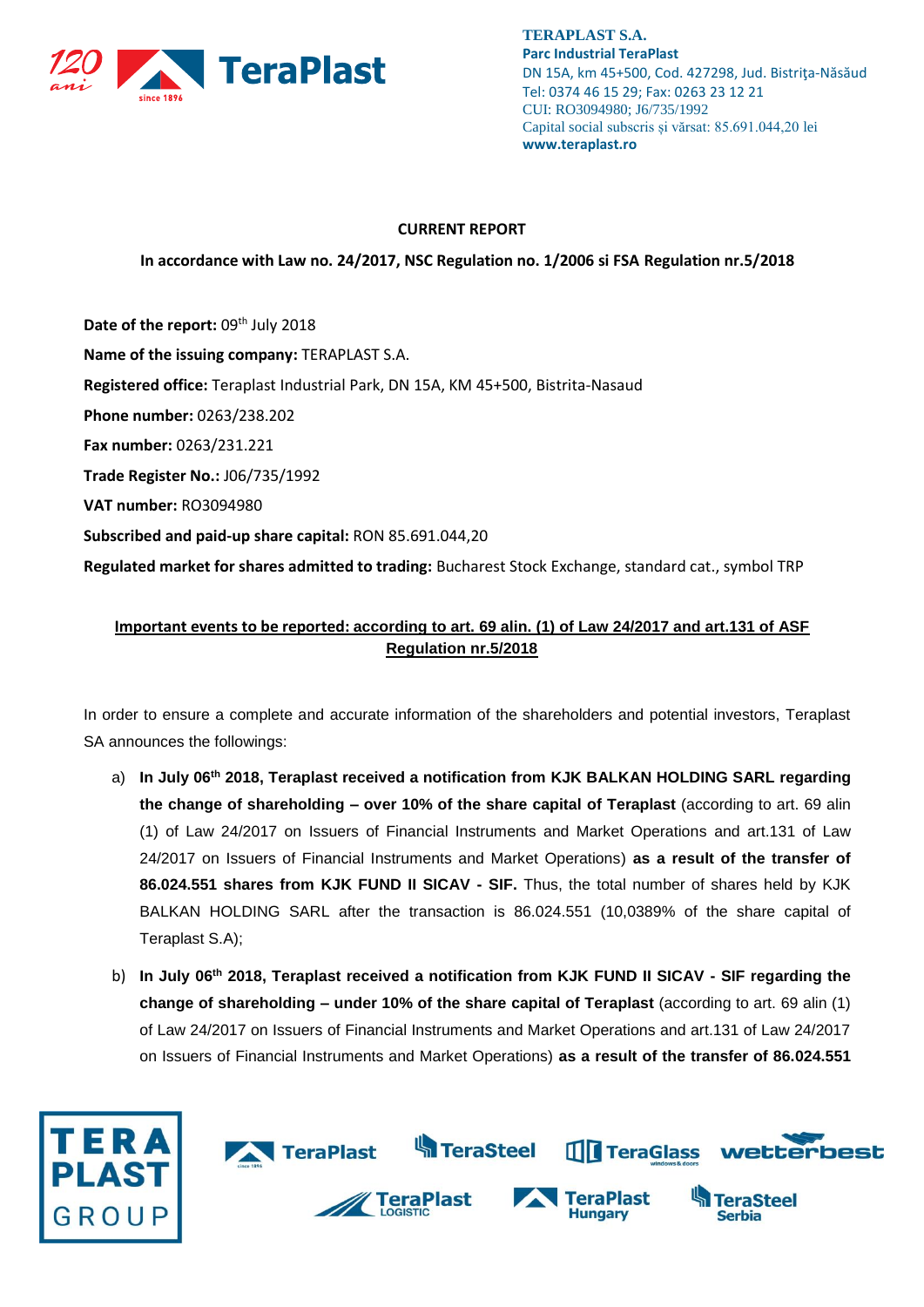**TERAPLAST S.A.**
**Parc Industrial TeraPlast**
DN 15A, km 45+500, Cod. 427298, Jud. Bistriţa-Năsăud
Tel: 0374 46 15 29; Fax: 0263 23 12 21
CUI: RO3094980; J6/735/1992
Capital social subscris și vărsat: 85.691.044,20 lei
**www.teraplast.ro**

**CURRENT REPORT**

**In accordance with Law no. 24/2017, NSC Regulation no. 1/2006 si FSA Regulation nr.5/2018**

**Date of the report:** 09th July 2018

**Name of the issuing company:** TERAPLAST S.A.

**Registered office:** Teraplast Industrial Park, DN 15A, KM 45+500, Bistrita-Nasaud

**Phone number:** 0263/238.202

**Fax number:** 0263/231.221

**Trade Register No.:** J06/735/1992

**VAT number:** RO3094980

**Subscribed and paid-up share capital:** RON 85.691.044,20

**Regulated market for shares admitted to trading:** Bucharest Stock Exchange, standard cat., symbol TRP

**Important events to be reported: according to art. 69 alin. (1) of Law 24/2017 and art.131 of ASF Regulation nr.5/2018**

In order to ensure a complete and accurate information of the shareholders and potential investors, Teraplast SA announces the followings:

a) **In July 06th 2018, Teraplast received a notification from KJK BALKAN HOLDING SARL regarding the change of shareholding – over 10% of the share capital of Teraplast** (according to art. 69 alin (1) of Law 24/2017 on Issuers of Financial Instruments and Market Operations and art.131 of Law 24/2017 on Issuers of Financial Instruments and Market Operations) **as a result of the transfer of 86.024.551 shares from KJK FUND II SICAV - SIF.** Thus, the total number of shares held by KJK BALKAN HOLDING SARL after the transaction is 86.024.551 (10,0389% of the share capital of Teraplast S.A);

b) **In July 06th 2018, Teraplast received a notification from KJK FUND II SICAV - SIF regarding the change of shareholding – under 10% of the share capital of Teraplast** (according to art. 69 alin (1) of Law 24/2017 on Issuers of Financial Instruments and Market Operations and art.131 of Law 24/2017 on Issuers of Financial Instruments and Market Operations) **as a result of the transfer of 86.024.551**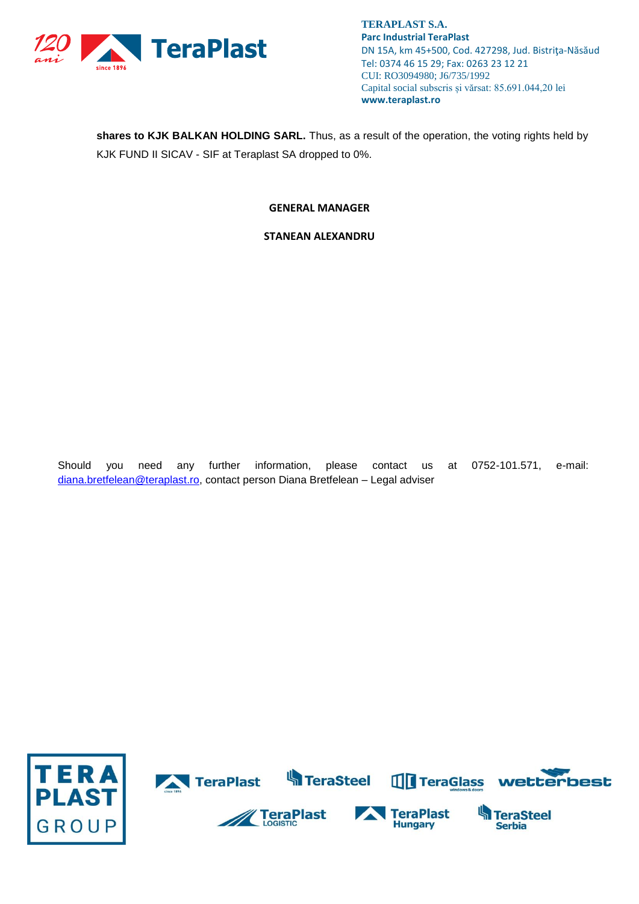**shares to KJK BALKAN HOLDING SARL.** Thus, as a result of the operation, the voting rights held by KJK FUND II SICAV - SIF at Teraplast SA dropped to 0%.

**GENERAL MANAGER**

**STANEAN ALEXANDRU**

Should you need any further information, please contact us at 0752-101.571, e-mail: diana.bretfelean@teraplast.ro, contact person Diana Bretfelean – Legal adviser